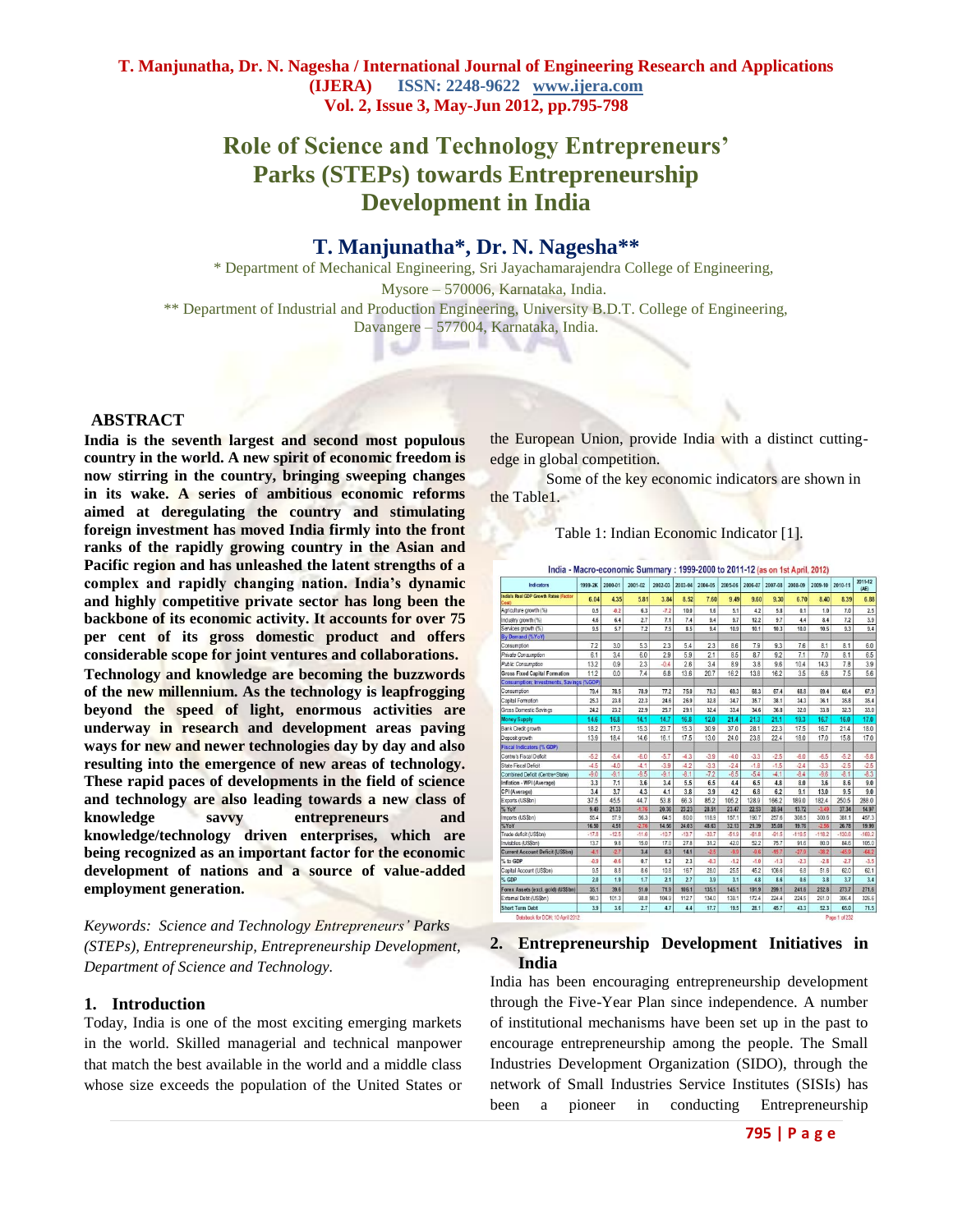# Role of Science and Technology Entrepreneurs' Parks (STEPs) towards Entrepreneurship Development in India

## T. Manjunatha*, Dr. N. Nagesha**

\* Department of Mechanical Engineering, Sri Jayachamarajendra College of Engineering, Mysore – 570006, Karnataka, India.

\*\* Department of Industrial and Production Engineering, University B.D.T. College of Engineering, Davangere – 577004, Karnataka, India.

### ABSTRACT

**India is the seventh largest and second most populous country in the world. A new spirit of economic freedom is now stirring in the country, bringing sweeping changes in its wake. A series of ambitious economic reforms aimed at deregulating the country and stimulating foreign investment has moved India firmly into the front ranks of the rapidly growing country in the Asian and Pacific region and has unleashed the latent strengths of a complex and rapidly changing nation. India's dynamic and highly competitive private sector has long been the backbone of its economic activity. It accounts for over 75 per cent of its gross domestic product and offers considerable scope for joint ventures and collaborations. Technology and knowledge are becoming the buzzwords of the new millennium. As the technology is leapfrogging beyond the speed of light, enormous activities are underway in research and development areas paving ways for new and newer technologies day by day and also resulting into the emergence of new areas of technology. These rapid paces of developments in the field of science and technology are also leading towards a new class of knowledge savvy entrepreneurs and knowledge/technology driven enterprises, which are being recognized as an important factor for the economic development of nations and a source of value-added employment generation.**

*Keywords: Science and Technology Entrepreneurs' Parks (STEPs), Entrepreneurship, Entrepreneurship Development, Department of Science and Technology.*

### 1. Introduction

Today, India is one of the most exciting emerging markets in the world. Skilled managerial and technical manpower that match the best available in the world and a middle class whose size exceeds the population of the United States or the European Union, provide India with a distinct cutting-edge in global competition.

Some of the key economic indicators are shown in the Table1.

Table 1: Indian Economic Indicator [1].

India - Macro-economic Summary : 1999-2000 to 2011-12 (as on 1st April, 2012)

| Indicators | 1999-2K | 2000-01 | 2001-02 | 2002-03 | 2003-04 | 2004-05 | 2005-06 | 2006-07 | 2007-08 | 2008-09 | 2009-10 | 2010-11 | 2011-12 (AE) |
|---|---|---|---|---|---|---|---|---|---|---|---|---|---|
| India's Real GDP Growth Rates (Factor Cost) | 6.04 | 4.35 | 5.81 | 3.84 | 8.52 | 7.60 | 9.49 | 9.60 | 9.30 | 6.70 | 8.40 | 8.39 | 6.88 |
| Agriculture growth (%) | 0.5 | -0.2 | 6.3 | -7.2 | 10.0 | 1.6 | 5.1 | 4.2 | 5.8 | 0.1 | 1.0 | 7.0 | 2.5 |
| Industry growth (%) | 4.6 | 6.4 | 2.7 | 7.1 | 7.4 | 9.4 | 9.7 | 12.2 | 9.7 | 4.4 | 8.4 | 7.2 | 3.9 |
| Services growth (%) | 9.5 | 5.7 | 7.2 | 7.5 | 8.5 | 9.4 | 10.0 | 10.1 | 10.3 | 10.0 | 10.5 | 9.3 | 9.4 |
| By Demand (%YoY) | | | | | | | | | | | | | |
| Consumption | 7.2 | 3.0 | 5.3 | 2.3 | 5.4 | 2.3 | 8.6 | 7.9 | 9.3 | 7.6 | 8.1 | 8.1 | 6.0 |
| Private Consumption | 6.1 | 3.4 | 6.0 | 2.9 | 5.9 | 2.1 | 8.5 | 8.7 | 9.2 | 7.1 | 7.0 | 8.1 | 6.5 |
| Public Consumption | 13.2 | 0.9 | 2.3 | -0.4 | 2.6 | 3.4 | 8.9 | 3.8 | 9.6 | 10.4 | 14.3 | 7.8 | 3.9 |
| Gross Fixed Capital Formation | 11.2 | 0.0 | 7.4 | 6.8 | 13.6 | 20.7 | 16.2 | 13.8 | 16.2 | 3.5 | 6.8 | 7.5 | 5.6 |
| Consumption, Investments, Savings (%GDP) | | | | | | | | | | | | | |
| Consumption | 79.4 | 78.5 | 78.9 | 77.2 | 75.0 | 70.3 | 69.3 | 68.3 | 67.4 | 68.8 | 69.4 | 68.4 | 67.9 |
| Capital Formation | 25.3 | 23.8 | 22.3 | 24.6 | 26.9 | 32.8 | 34.7 | 35.7 | 38.1 | 34.3 | 36.1 | 35.8 | 35.4 |
| Gross Domestic Savings | 24.2 | 23.2 | 22.9 | 25.7 | 29.1 | 32.4 | 33.4 | 34.6 | 36.8 | 32.0 | 33.8 | 32.3 | 33.0 |
| Money Supply | 14.6 | 16.8 | 14.1 | 14.7 | 16.8 | 12.0 | 21.4 | 21.3 | 21.1 | 19.3 | 16.7 | 16.0 | 17.0 |
| Bank Credit growth | 18.2 | 17.3 | 15.3 | 23.7 | 15.3 | 30.9 | 37.0 | 28.1 | 22.3 | 17.5 | 16.7 | 21.4 | 18.0 |
| Deposit growth | 13.9 | 18.4 | 14.6 | 16.1 | 17.5 | 13.0 | 24.0 | 23.8 | 22.4 | 18.0 | 17.0 | 15.8 | 17.0 |
| Fiscal Indicators (% GDP) | | | | | | | | | | | | | |
| Centre's Fiscal Deficit | -5.2 | -5.4 | -6.0 | -5.7 | -4.3 | -3.9 | -4.0 | -3.3 | -2.5 | -6.0 | -6.5 | -5.2 | -5.8 |
| State Fiscal Deficit | -4.5 | -4.0 | -4.1 | -3.9 | -4.2 | -3.3 | -2.4 | -1.8 | -1.5 | -2.4 | -3.3 | -2.5 | -2.5 |
| Combined Deficit (Centre+State) | -9.0 | -9.1 | -9.5 | -9.1 | -8.1 | -7.2 | -6.5 | -5.4 | -4.1 | -8.4 | -9.6 | -8.1 | -8.3 |
| Inflation - WPI (Average) | 3.3 | 7.1 | 3.6 | 3.4 | 5.5 | 6.5 | 4.4 | 6.5 | 4.8 | 8.0 | 3.6 | 8.6 | 9.0 |
| CPI (Average) | 3.4 | 3.7 | 4.3 | 4.1 | 3.8 | 3.9 | 4.2 | 6.8 | 6.2 | 9.1 | 13.0 | 9.5 | 9.0 |
| Exports (US$bn) | 37.5 | 45.5 | 44.7 | 53.8 | 66.3 | 85.2 | 105.2 | 128.9 | 166.2 | 189.0 | 182.4 | 250.5 | 288.0 |
| % YoY | 9.49 | 21.33 | -1.79 | 20.36 | 23.23 | 28.51 | 23.47 | 22.53 | 28.94 | 13.72 | -3.49 | 37.34 | 14.97 |
| Imports (US$bn) | 55.4 | 57.9 | 56.3 | 64.5 | 80.0 | 118.9 | 157.1 | 190.7 | 257.6 | 308.5 | 300.6 | 381.1 | 457.3 |
| %YoY | 16.50 | 4.51 | -2.76 | 14.56 | 24.03 | 48.63 | 32.13 | 21.39 | 35.08 | 19.76 | -2.56 | 26.78 | 19.99 |
| Trade deficit (US$bn) | -17.8 | -12.5 | -11.6 | -10.7 | -13.7 | -33.7 | -51.9 | -61.8 | -91.5 | -119.5 | -118.2 | -130.6 | -169.2 |
| Invisibles (US$bn) | 13.7 | 9.8 | 15.0 | 17.0 | 27.8 | 31.2 | 42.0 | 52.2 | 75.7 | 91.6 | 80.0 | 84.6 | 105.0 |
| Current Account Deficit (US$bn) | -4.1 | -2.7 | 3.4 | 6.3 | 14.1 | -2.5 | -9.9 | -9.6 | -15.7 | -27.9 | -38.2 | -45.9 | -64.2 |
| % to GDP | -0.9 | -0.6 | 0.7 | 1.2 | 2.3 | -0.3 | -1.2 | -1.0 | -1.3 | -2.3 | -2.8 | -2.7 | -3.5 |
| Capital Account (US$bn) | 9.5 | 8.8 | 8.6 | 10.8 | 16.7 | 28.0 | 25.5 | 45.2 | 106.6 | 6.8 | 51.6 | 62.0 | 62.1 |
| % GDP | 2.0 | 1.9 | 1.7 | 2.1 | 2.7 | 3.9 | 3.1 | 4.8 | 8.6 | 0.6 | 3.8 | 3.7 | 3.4 |
| Forex Assets (excl. gold) (US$bn) | 35.1 | 39.6 | 51.0 | 71.9 | 105.1 | 135.1 | 145.1 | 191.9 | 299.1 | 241.6 | 252.8 | 273.7 | 271.6 |
| External Debt (US$bn) | 98.3 | 101.3 | 98.8 | 104.9 | 112.7 | 134.0 | 139.1 | 172.4 | 224.4 | 224.5 | 261.0 | 306.4 | 326.6 |
| Short Term Debt | 3.9 | 3.6 | 2.7 | 4.7 | 4.4 | 17.7 | 19.5 | 28.1 | 45.7 | 43.3 | 52.3 | 65.0 | 71.5 |

Databook for DCH; 10 April 2012

### 2. Entrepreneurship Development Initiatives in India

India has been encouraging entrepreneurship development through the Five-Year Plan since independence. A number of institutional mechanisms have been set up in the past to encourage entrepreneurship among the people. The Small Industries Development Organization (SIDO), through the network of Small Industries Service Institutes (SISIs) has been a pioneer in conducting Entrepreneurship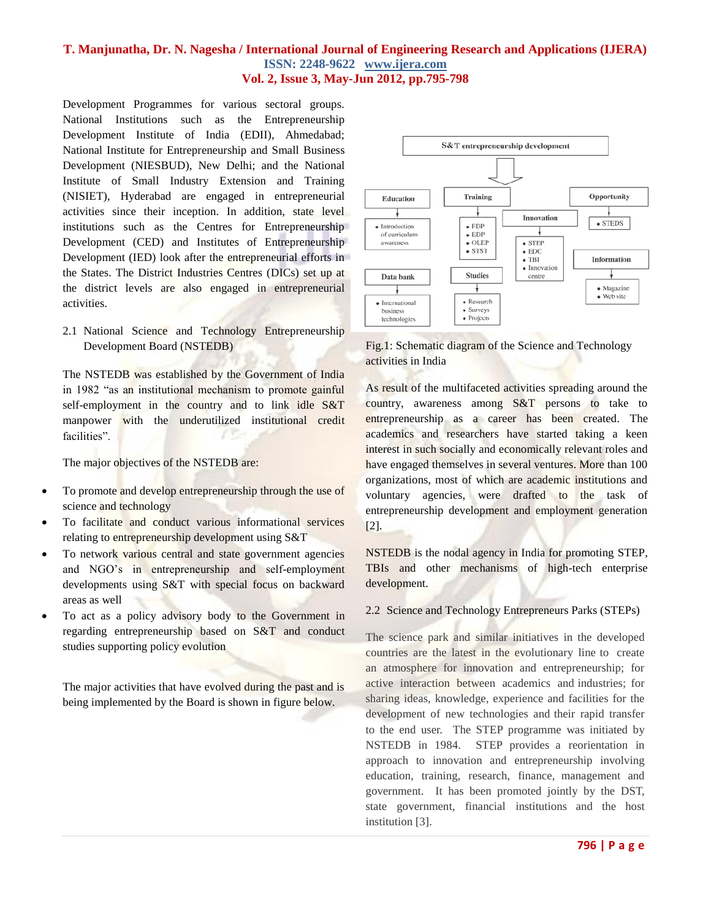Development Programmes for various sectoral groups. National Institutions such as the Entrepreneurship Development Institute of India (EDII), Ahmedabad; National Institute for Entrepreneurship and Small Business Development (NIESBUD), New Delhi; and the National Institute of Small Industry Extension and Training (NISIET), Hyderabad are engaged in entrepreneurial activities since their inception. In addition, state level institutions such as the Centres for Entrepreneurship Development (CED) and Institutes of Entrepreneurship Development (IED) look after the entrepreneurial efforts in the States. The District Industries Centres (DICs) set up at the district levels are also engaged in entrepreneurial activities.

### 2.1 National Science and Technology Entrepreneurship Development Board (NSTEDB)

The NSTEDB was established by the Government of India in 1982 "as an institutional mechanism to promote gainful self-employment in the country and to link idle S&T manpower with the underutilized institutional credit facilities".

The major objectives of the NSTEDB are:

- To promote and develop entrepreneurship through the use of science and technology
- To facilitate and conduct various informational services relating to entrepreneurship development using S&T
- To network various central and state government agencies and NGO's in entrepreneurship and self-employment developments using S&T with special focus on backward areas as well
- To act as a policy advisory body to the Government in regarding entrepreneurship based on S&T and conduct studies supporting policy evolution

The major activities that have evolved during the past and is being implemented by the Board is shown in figure below.

S&T entrepreneurship development

Education
• Introduction of curriculum awareness

Training
• FDP
• EDP
• OLEP
• STST

Innovation
• STEP
• EDC
• TBI
• Innovation centre

Opportunity
• STEDS

Data bank
• International business technologies

Studies
• Research
• Surveys
• Projects

Information
• Magazine
• Web site

Fig.1: Schematic diagram of the Science and Technology activities in India

As result of the multifaceted activities spreading around the country, awareness among S&T persons to take to entrepreneurship as a career has been created. The academics and researchers have started taking a keen interest in such socially and economically relevant roles and have engaged themselves in several ventures. More than 100 organizations, most of which are academic institutions and voluntary agencies, were drafted to the task of entrepreneurship development and employment generation [2].

NSTEDB is the nodal agency in India for promoting STEP, TBIs and other mechanisms of high-tech enterprise development.

### 2.2 Science and Technology Entrepreneurs Parks (STEPs)

The science park and similar initiatives in the developed countries are the latest in the evolutionary line to create an atmosphere for innovation and entrepreneurship; for active interaction between academics and industries; for sharing ideas, knowledge, experience and facilities for the development of new technologies and their rapid transfer to the end user. The STEP programme was initiated by NSTEDB in 1984. STEP provides a reorientation in approach to innovation and entrepreneurship involving education, training, research, finance, management and government. It has been promoted jointly by the DST, state government, financial institutions and the host institution [3].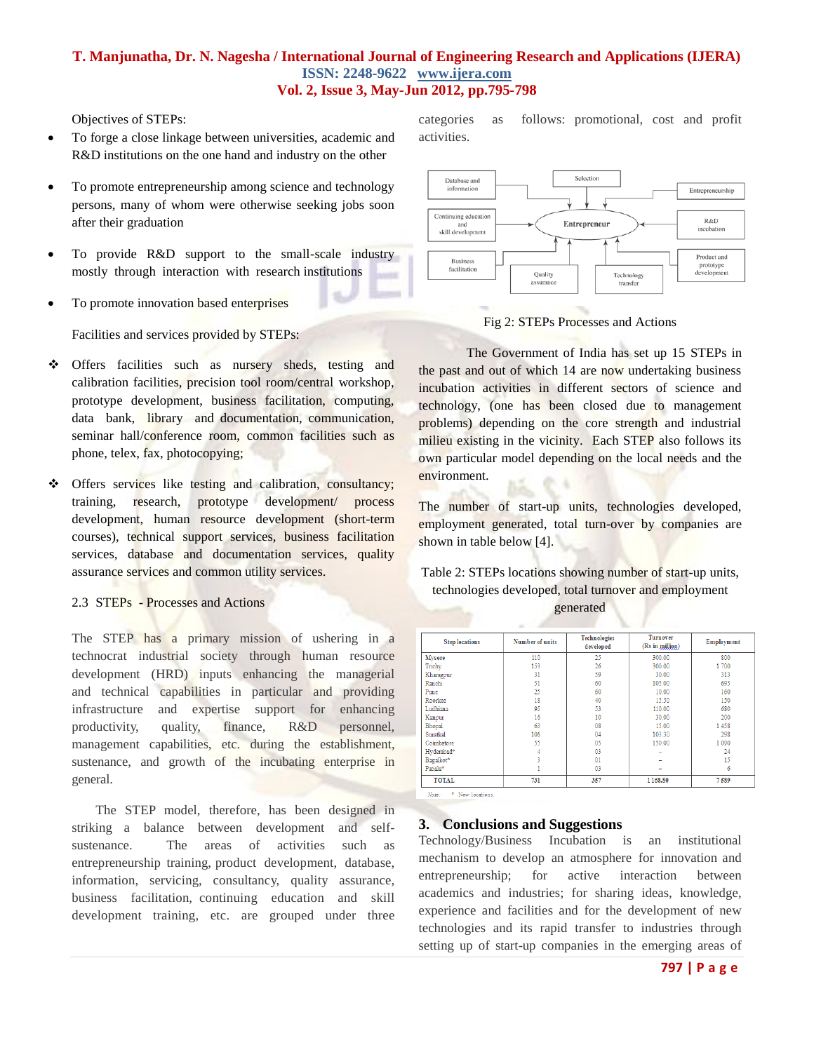Objectives of STEPs:

- To forge a close linkage between universities, academic and R&D institutions on the one hand and industry on the other
- To promote entrepreneurship among science and technology persons, many of whom were otherwise seeking jobs soon after their graduation
- To provide R&D support to the small-scale industry mostly through interaction with research institutions
- To promote innovation based enterprises

Facilities and services provided by STEPs:

- Offers facilities such as nursery sheds, testing and calibration facilities, precision tool room/central workshop, prototype development, business facilitation, computing, data bank, library and documentation, communication, seminar hall/conference room, common facilities such as phone, telex, fax, photocopying;
- Offers services like testing and calibration, consultancy; training, research, prototype development/ process development, human resource development (short-term courses), technical support services, business facilitation services, database and documentation services, quality assurance services and common utility services.

### 2.3 STEPs - Processes and Actions

The STEP has a primary mission of ushering in a technocrat industrial society through human resource development (HRD) inputs enhancing the managerial and technical capabilities in particular and providing infrastructure and expertise support for enhancing productivity, quality, finance, R&D personnel, management capabilities, etc. during the establishment, sustenance, and growth of the incubating enterprise in general.

The STEP model, therefore, has been designed in striking a balance between development and self-sustenance. The areas of activities such as entrepreneurship training, product development, database, information, servicing, consultancy, quality assurance, business facilitation, continuing education and skill development training, etc. are grouped under three categories as follows: promotional, cost and profit activities.

Database and information

Selection

Entrepreneurship

Continuing education and skill development

Entrepreneur

R&D incubation

Business facilitation

Quality assurance

Technology transfer

Product and prototype development

Fig 2: STEPs Processes and Actions

The Government of India has set up 15 STEPs in the past and out of which 14 are now undertaking business incubation activities in different sectors of science and technology, (one has been closed due to management problems) depending on the core strength and industrial milieu existing in the vicinity. Each STEP also follows its own particular model depending on the local needs and the environment.

The number of start-up units, technologies developed, employment generated, total turn-over by companies are shown in table below [4].

Table 2: STEPs locations showing number of start-up units, technologies developed, total turnover and employment generated

| Step locations | Number of units | Technologies developed | Turnover (Rs in million) | Employment |
|---|---|---|---|---|
| Mysore | 110 | 25 | 300.00 | 800 |
| Trichy | 153 | 26 | 300.00 | 1 700 |
| Kharagpur | 31 | 59 | 30.00 | 313 |
| Ranchi | 51 | 60 | 105.00 | 695 |
| Pune | 25 | 60 | 10.00 | 160 |
| Roorkee | 18 | 40 | 15.50 | 150 |
| Ludhiana | 95 | 53 | 110.00 | 680 |
| Kanpur | 16 | 10 | 30.00 | 200 |
| Bhopal | 63 | 08 | 15.00 | 1 458 |
| Surathal | 106 | 04 | 103.30 | 298 |
| Coimbatore | 55 | 05 | 150.00 | 1 090 |
| Hyderabad* | 4 | 03 | – | 24 |
| Bagalkot* | 3 | 01 | – | 15 |
| Patiala* | 1 | 03 | – | 6 |
| TOTAL | 731 | 357 | 1168.80 | 7 589 |

Note: * New locations

## 3. Conclusions and Suggestions

Technology/Business Incubation is an institutional mechanism to develop an atmosphere for innovation and entrepreneurship; for active interaction between academics and industries; for sharing ideas, knowledge, experience and facilities and for the development of new technologies and its rapid transfer to industries through setting up of start-up companies in the emerging areas of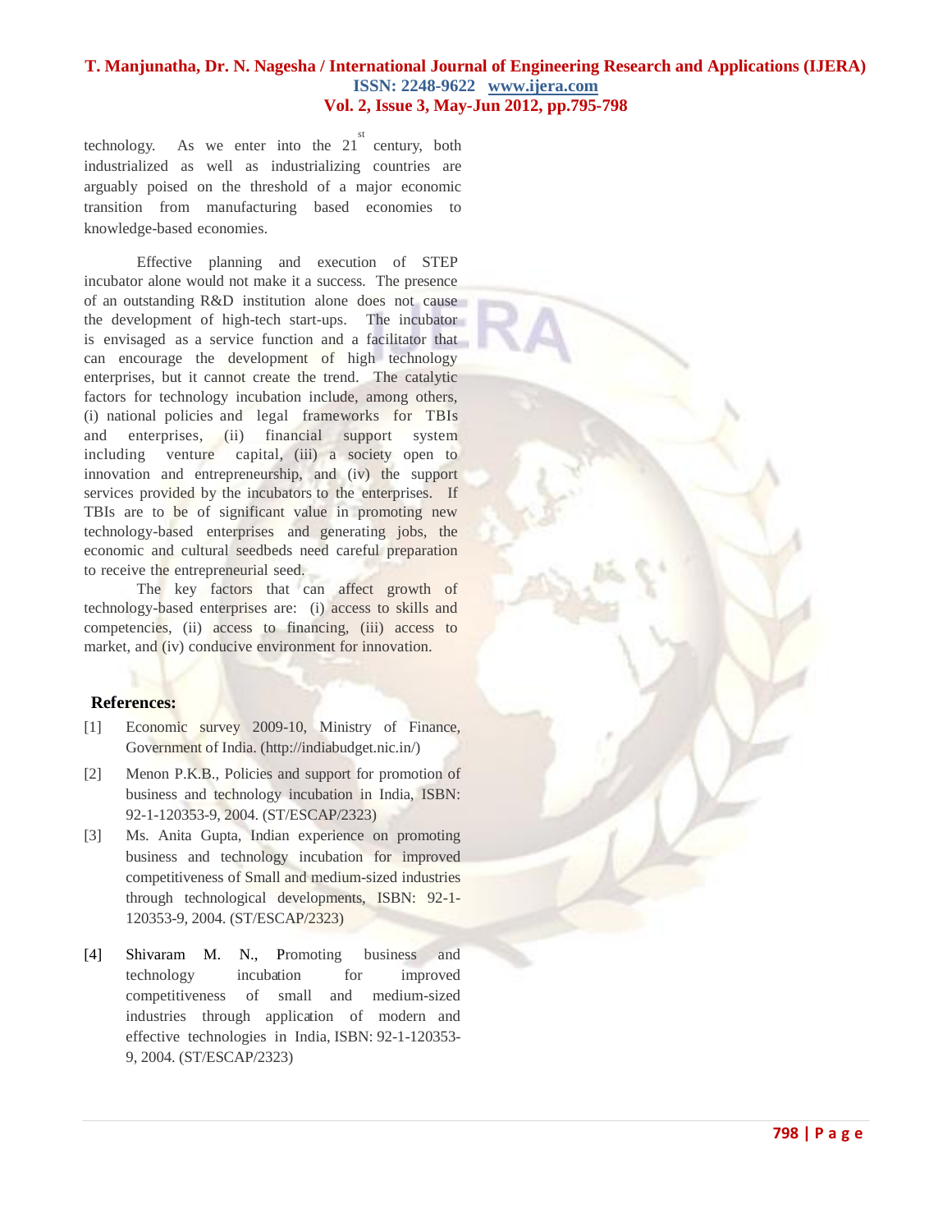technology. As we enter into the 21st century, both industrialized as well as industrializing countries are arguably poised on the threshold of a major economic transition from manufacturing based economies to knowledge-based economies.

Effective planning and execution of STEP incubator alone would not make it a success. The presence of an outstanding R&D institution alone does not cause the development of high-tech start-ups. The incubator is envisaged as a service function and a facilitator that can encourage the development of high technology enterprises, but it cannot create the trend. The catalytic factors for technology incubation include, among others, (i) national policies and legal frameworks for TBIs and enterprises, (ii) financial support system including venture capital, (iii) a society open to innovation and entrepreneurship, and (iv) the support services provided by the incubators to the enterprises. If TBIs are to be of significant value in promoting new technology-based enterprises and generating jobs, the economic and cultural seedbeds need careful preparation to receive the entrepreneurial seed.

The key factors that can affect growth of technology-based enterprises are: (i) access to skills and competencies, (ii) access to financing, (iii) access to market, and (iv) conducive environment for innovation.

## References:

[1] Economic survey 2009-10, Ministry of Finance, Government of India. (http://indiabudget.nic.in/)

[2] Menon P.K.B., Policies and support for promotion of business and technology incubation in India, ISBN: 92-1-120353-9, 2004. (ST/ESCAP/2323)

[3] Ms. Anita Gupta, Indian experience on promoting business and technology incubation for improved competitiveness of Small and medium-sized industries through technological developments, ISBN: 92-1-120353-9, 2004. (ST/ESCAP/2323)

[4] Shivaram M. N., Promoting business and technology incubation for improved competitiveness of small and medium-sized industries through application of modern and effective technologies in India, ISBN: 92-1-120353-9, 2004. (ST/ESCAP/2323)